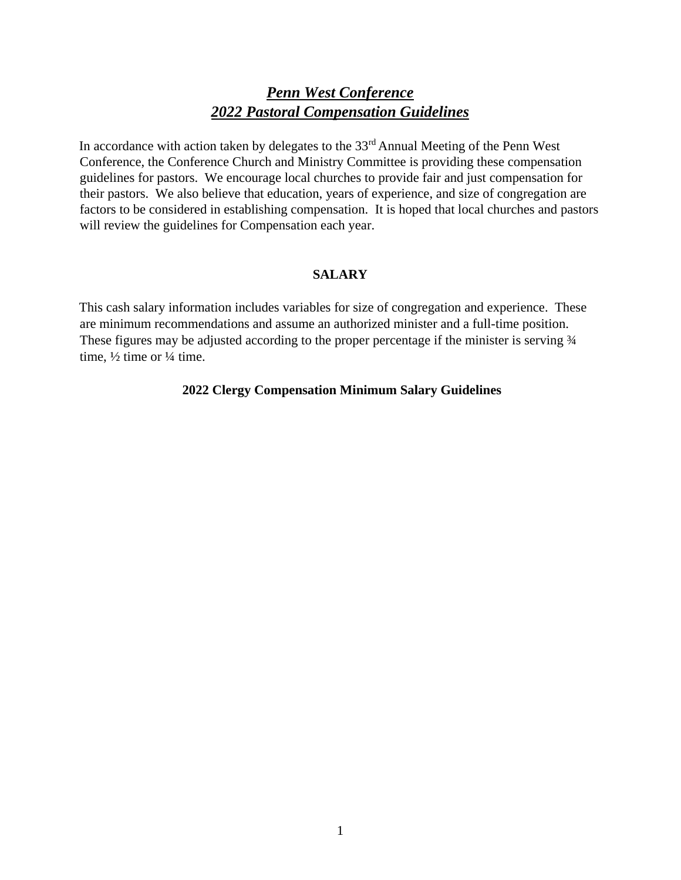# ***Penn West Conference***
# ***2022 Pastoral Compensation Guidelines***

In accordance with action taken by delegates to the 33rd Annual Meeting of the Penn West Conference, the Conference Church and Ministry Committee is providing these compensation guidelines for pastors. We encourage local churches to provide fair and just compensation for their pastors. We also believe that education, years of experience, and size of congregation are factors to be considered in establishing compensation. It is hoped that local churches and pastors will review the guidelines for Compensation each year.

## SALARY

This cash salary information includes variables for size of congregation and experience. These are minimum recommendations and assume an authorized minister and a full-time position. These figures may be adjusted according to the proper percentage if the minister is serving ¾ time, ½ time or ¼ time.

### 2022 Clergy Compensation Minimum Salary Guidelines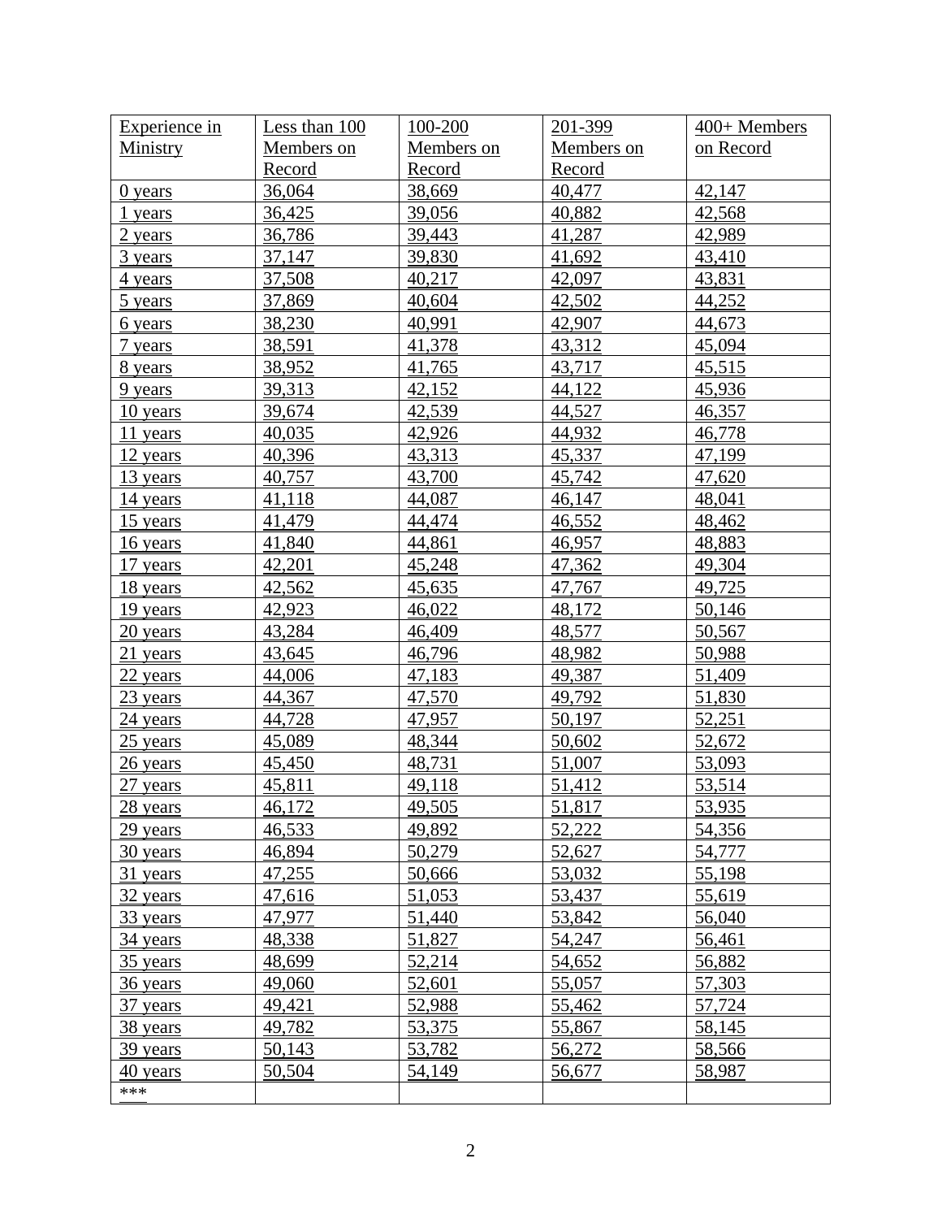| Experience in Ministry | Less than 100 Members on Record | 100-200 Members on Record | 201-399 Members on Record | 400+ Members on Record |
|---|---|---|---|---|
| 0 years | 36,064 | 38,669 | 40,477 | 42,147 |
| 1 years | 36,425 | 39,056 | 40,882 | 42,568 |
| 2 years | 36,786 | 39,443 | 41,287 | 42,989 |
| 3 years | 37,147 | 39,830 | 41,692 | 43,410 |
| 4 years | 37,508 | 40,217 | 42,097 | 43,831 |
| 5 years | 37,869 | 40,604 | 42,502 | 44,252 |
| 6 years | 38,230 | 40,991 | 42,907 | 44,673 |
| 7 years | 38,591 | 41,378 | 43,312 | 45,094 |
| 8 years | 38,952 | 41,765 | 43,717 | 45,515 |
| 9 years | 39,313 | 42,152 | 44,122 | 45,936 |
| 10 years | 39,674 | 42,539 | 44,527 | 46,357 |
| 11 years | 40,035 | 42,926 | 44,932 | 46,778 |
| 12 years | 40,396 | 43,313 | 45,337 | 47,199 |
| 13 years | 40,757 | 43,700 | 45,742 | 47,620 |
| 14 years | 41,118 | 44,087 | 46,147 | 48,041 |
| 15 years | 41,479 | 44,474 | 46,552 | 48,462 |
| 16 years | 41,840 | 44,861 | 46,957 | 48,883 |
| 17 years | 42,201 | 45,248 | 47,362 | 49,304 |
| 18 years | 42,562 | 45,635 | 47,767 | 49,725 |
| 19 years | 42,923 | 46,022 | 48,172 | 50,146 |
| 20 years | 43,284 | 46,409 | 48,577 | 50,567 |
| 21 years | 43,645 | 46,796 | 48,982 | 50,988 |
| 22 years | 44,006 | 47,183 | 49,387 | 51,409 |
| 23 years | 44,367 | 47,570 | 49,792 | 51,830 |
| 24 years | 44,728 | 47,957 | 50,197 | 52,251 |
| 25 years | 45,089 | 48,344 | 50,602 | 52,672 |
| 26 years | 45,450 | 48,731 | 51,007 | 53,093 |
| 27 years | 45,811 | 49,118 | 51,412 | 53,514 |
| 28 years | 46,172 | 49,505 | 51,817 | 53,935 |
| 29 years | 46,533 | 49,892 | 52,222 | 54,356 |
| 30 years | 46,894 | 50,279 | 52,627 | 54,777 |
| 31 years | 47,255 | 50,666 | 53,032 | 55,198 |
| 32 years | 47,616 | 51,053 | 53,437 | 55,619 |
| 33 years | 47,977 | 51,440 | 53,842 | 56,040 |
| 34 years | 48,338 | 51,827 | 54,247 | 56,461 |
| 35 years | 48,699 | 52,214 | 54,652 | 56,882 |
| 36 years | 49,060 | 52,601 | 55,057 | 57,303 |
| 37 years | 49,421 | 52,988 | 55,462 | 57,724 |
| 38 years | 49,782 | 53,375 | 55,867 | 58,145 |
| 39 years | 50,143 | 53,782 | 56,272 | 58,566 |
| 40 years | 50,504 | 54,149 | 56,677 | 58,987 |
| *** | | | | |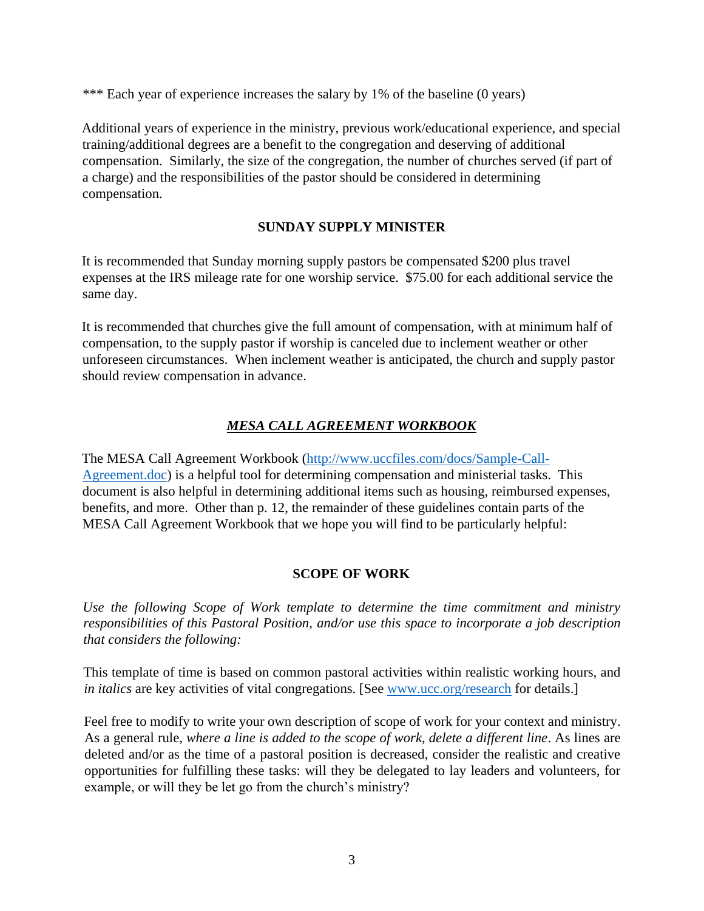*** Each year of experience increases the salary by 1% of the baseline (0 years)

Additional years of experience in the ministry, previous work/educational experience, and special training/additional degrees are a benefit to the congregation and deserving of additional compensation. Similarly, the size of the congregation, the number of churches served (if part of a charge) and the responsibilities of the pastor should be considered in determining compensation.

## SUNDAY SUPPLY MINISTER

It is recommended that Sunday morning supply pastors be compensated $200 plus travel expenses at the IRS mileage rate for one worship service. $75.00 for each additional service the same day.

It is recommended that churches give the full amount of compensation, with at minimum half of compensation, to the supply pastor if worship is canceled due to inclement weather or other unforeseen circumstances. When inclement weather is anticipated, the church and supply pastor should review compensation in advance.

## ***MESA CALL AGREEMENT WORKBOOK***

The MESA Call Agreement Workbook ([http://www.uccfiles.com/docs/Sample-Call-Agreement.doc](http://www.uccfiles.com/docs/Sample-Call-Agreement.doc)) is a helpful tool for determining compensation and ministerial tasks. This document is also helpful in determining additional items such as housing, reimbursed expenses, benefits, and more. Other than p. 12, the remainder of these guidelines contain parts of the MESA Call Agreement Workbook that we hope you will find to be particularly helpful:

## SCOPE OF WORK

*Use the following Scope of Work template to determine the time commitment and ministry responsibilities of this Pastoral Position, and/or use this space to incorporate a job description that considers the following:*

This template of time is based on common pastoral activities within realistic working hours, and *in italics* are key activities of vital congregations. [See [www.ucc.org/research](http://www.ucc.org/research) for details.]

Feel free to modify to write your own description of scope of work for your context and ministry. As a general rule, *where a line is added to the scope of work, delete a different line*. As lines are deleted and/or as the time of a pastoral position is decreased, consider the realistic and creative opportunities for fulfilling these tasks: will they be delegated to lay leaders and volunteers, for example, or will they be let go from the church's ministry?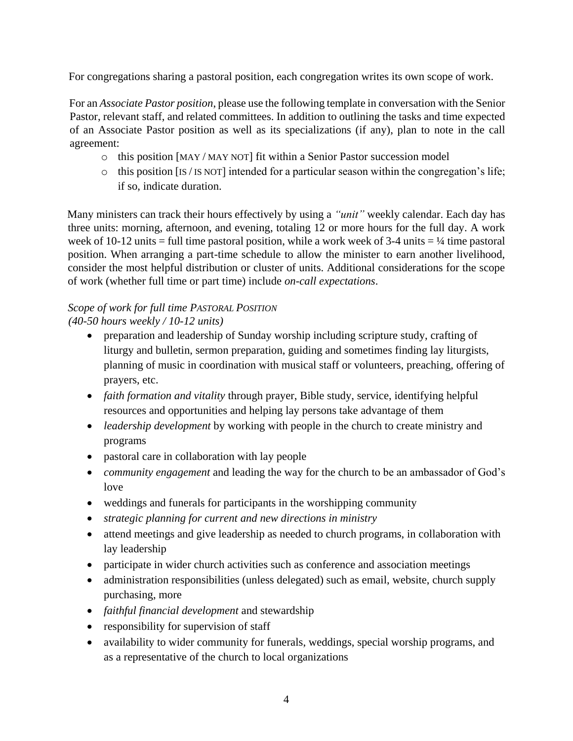For congregations sharing a pastoral position, each congregation writes its own scope of work.

For an *Associate Pastor position*, please use the following template in conversation with the Senior Pastor, relevant staff, and related committees. In addition to outlining the tasks and time expected of an Associate Pastor position as well as its specializations (if any), plan to note in the call agreement:

- this position [MAY / MAY NOT] fit within a Senior Pastor succession model
- this position [IS / IS NOT] intended for a particular season within the congregation's life; if so, indicate duration.

Many ministers can track their hours effectively by using a *"unit"* weekly calendar. Each day has three units: morning, afternoon, and evening, totaling 12 or more hours for the full day. A work week of 10-12 units = full time pastoral position, while a work week of 3-4 units = ¼ time pastoral position. When arranging a part-time schedule to allow the minister to earn another livelihood, consider the most helpful distribution or cluster of units. Additional considerations for the scope of work (whether full time or part time) include *on-call expectations*.

*Scope of work for full time PASTORAL POSITION*
*(40-50 hours weekly / 10-12 units)*

- preparation and leadership of Sunday worship including scripture study, crafting of liturgy and bulletin, sermon preparation, guiding and sometimes finding lay liturgists, planning of music in coordination with musical staff or volunteers, preaching, offering of prayers, etc.
- *faith formation and vitality* through prayer, Bible study, service, identifying helpful resources and opportunities and helping lay persons take advantage of them
- *leadership development* by working with people in the church to create ministry and programs
- pastoral care in collaboration with lay people
- *community engagement* and leading the way for the church to be an ambassador of God's love
- weddings and funerals for participants in the worshipping community
- *strategic planning for current and new directions in ministry*
- attend meetings and give leadership as needed to church programs, in collaboration with lay leadership
- participate in wider church activities such as conference and association meetings
- administration responsibilities (unless delegated) such as email, website, church supply purchasing, more
- *faithful financial development* and stewardship
- responsibility for supervision of staff
- availability to wider community for funerals, weddings, special worship programs, and as a representative of the church to local organizations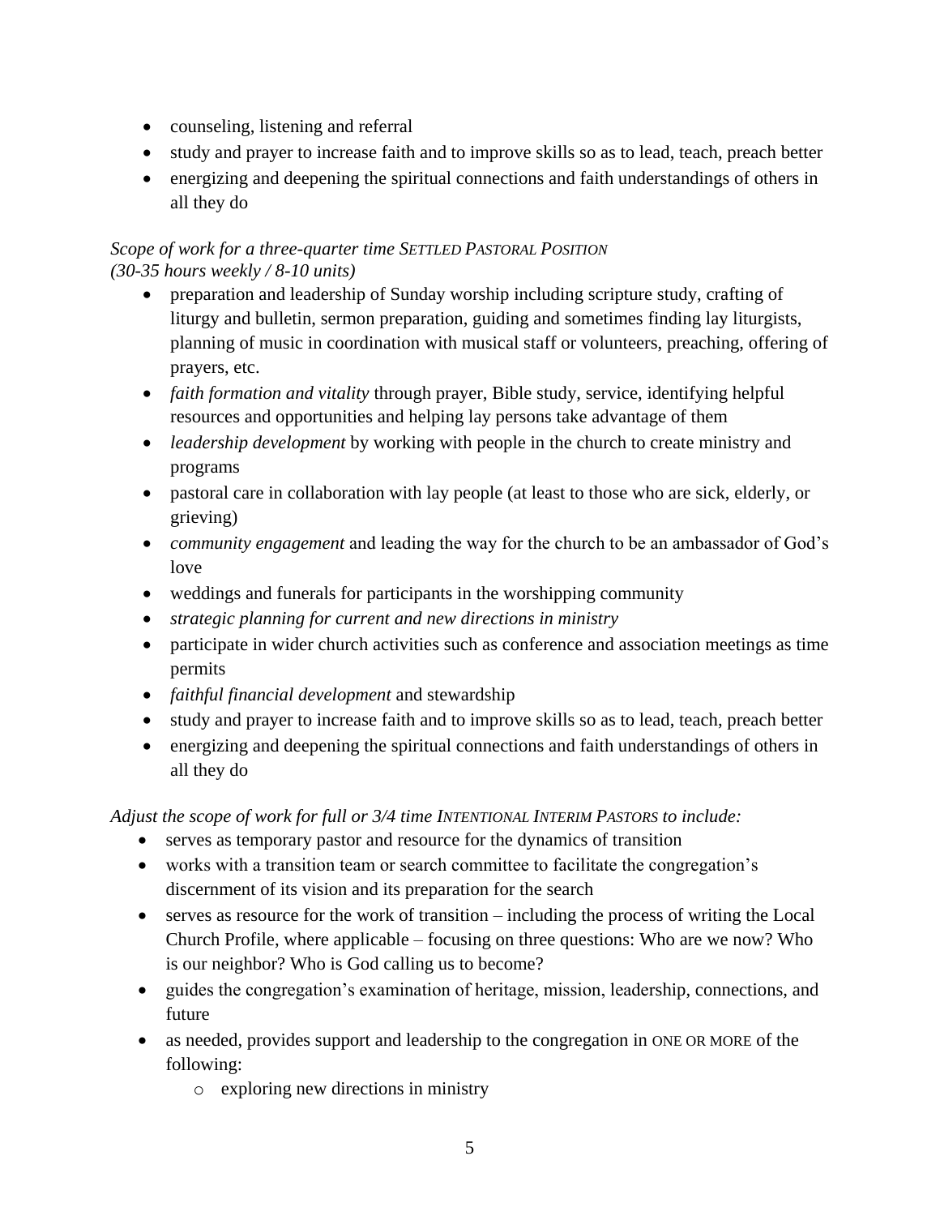- counseling, listening and referral
- study and prayer to increase faith and to improve skills so as to lead, teach, preach better
- energizing and deepening the spiritual connections and faith understandings of others in all they do

*Scope of work for a three-quarter time SETTLED PASTORAL POSITION*
*(30-35 hours weekly / 8-10 units)*

- preparation and leadership of Sunday worship including scripture study, crafting of liturgy and bulletin, sermon preparation, guiding and sometimes finding lay liturgists, planning of music in coordination with musical staff or volunteers, preaching, offering of prayers, etc.
- *faith formation and vitality* through prayer, Bible study, service, identifying helpful resources and opportunities and helping lay persons take advantage of them
- *leadership development* by working with people in the church to create ministry and programs
- pastoral care in collaboration with lay people (at least to those who are sick, elderly, or grieving)
- *community engagement* and leading the way for the church to be an ambassador of God's love
- weddings and funerals for participants in the worshipping community
- *strategic planning for current and new directions in ministry*
- participate in wider church activities such as conference and association meetings as time permits
- *faithful financial development* and stewardship
- study and prayer to increase faith and to improve skills so as to lead, teach, preach better
- energizing and deepening the spiritual connections and faith understandings of others in all they do

*Adjust the scope of work for full or 3/4 time INTENTIONAL INTERIM PASTORS to include:*

- serves as temporary pastor and resource for the dynamics of transition
- works with a transition team or search committee to facilitate the congregation's discernment of its vision and its preparation for the search
- serves as resource for the work of transition – including the process of writing the Local Church Profile, where applicable – focusing on three questions: Who are we now? Who is our neighbor? Who is God calling us to become?
- guides the congregation's examination of heritage, mission, leadership, connections, and future
- as needed, provides support and leadership to the congregation in ONE OR MORE of the following:
  - exploring new directions in ministry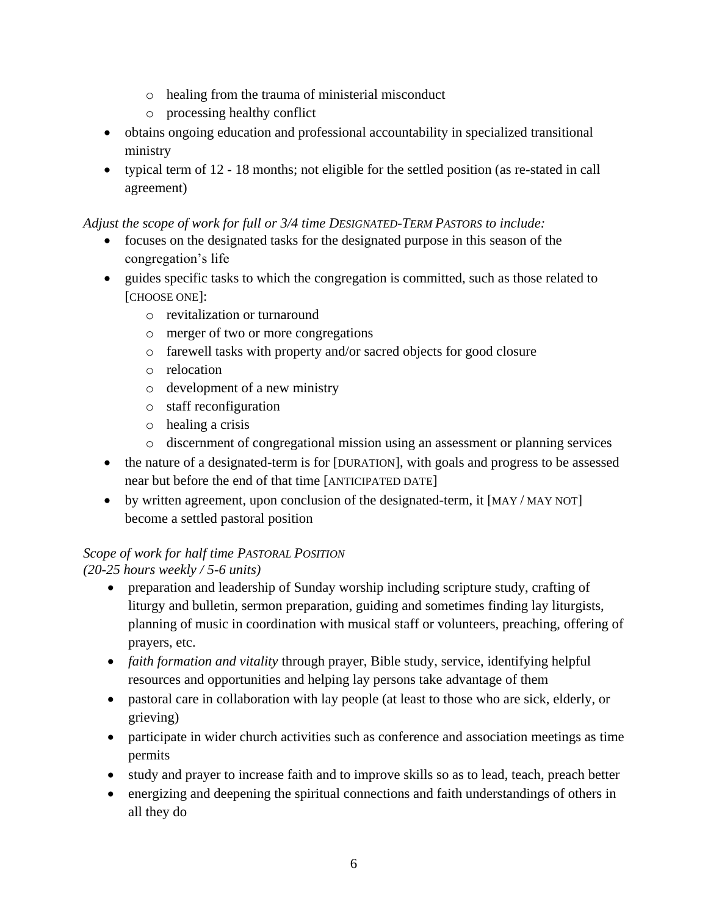- healing from the trauma of ministerial misconduct
    - processing healthy conflict
- obtains ongoing education and professional accountability in specialized transitional ministry
- typical term of 12 - 18 months; not eligible for the settled position (as re-stated in call agreement)

*Adjust the scope of work for full or 3/4 time DESIGNATED-TERM PASTORS to include:*

- focuses on the designated tasks for the designated purpose in this season of the congregation's life
- guides specific tasks to which the congregation is committed, such as those related to [CHOOSE ONE]:
    - revitalization or turnaround
    - merger of two or more congregations
    - farewell tasks with property and/or sacred objects for good closure
    - relocation
    - development of a new ministry
    - staff reconfiguration
    - healing a crisis
    - discernment of congregational mission using an assessment or planning services
- the nature of a designated-term is for [DURATION], with goals and progress to be assessed near but before the end of that time [ANTICIPATED DATE]
- by written agreement, upon conclusion of the designated-term, it [MAY / MAY NOT] become a settled pastoral position

*Scope of work for half time PASTORAL POSITION*
*(20-25 hours weekly / 5-6 units)*

- preparation and leadership of Sunday worship including scripture study, crafting of liturgy and bulletin, sermon preparation, guiding and sometimes finding lay liturgists, planning of music in coordination with musical staff or volunteers, preaching, offering of prayers, etc.
- *faith formation and vitality* through prayer, Bible study, service, identifying helpful resources and opportunities and helping lay persons take advantage of them
- pastoral care in collaboration with lay people (at least to those who are sick, elderly, or grieving)
- participate in wider church activities such as conference and association meetings as time permits
- study and prayer to increase faith and to improve skills so as to lead, teach, preach better
- energizing and deepening the spiritual connections and faith understandings of others in all they do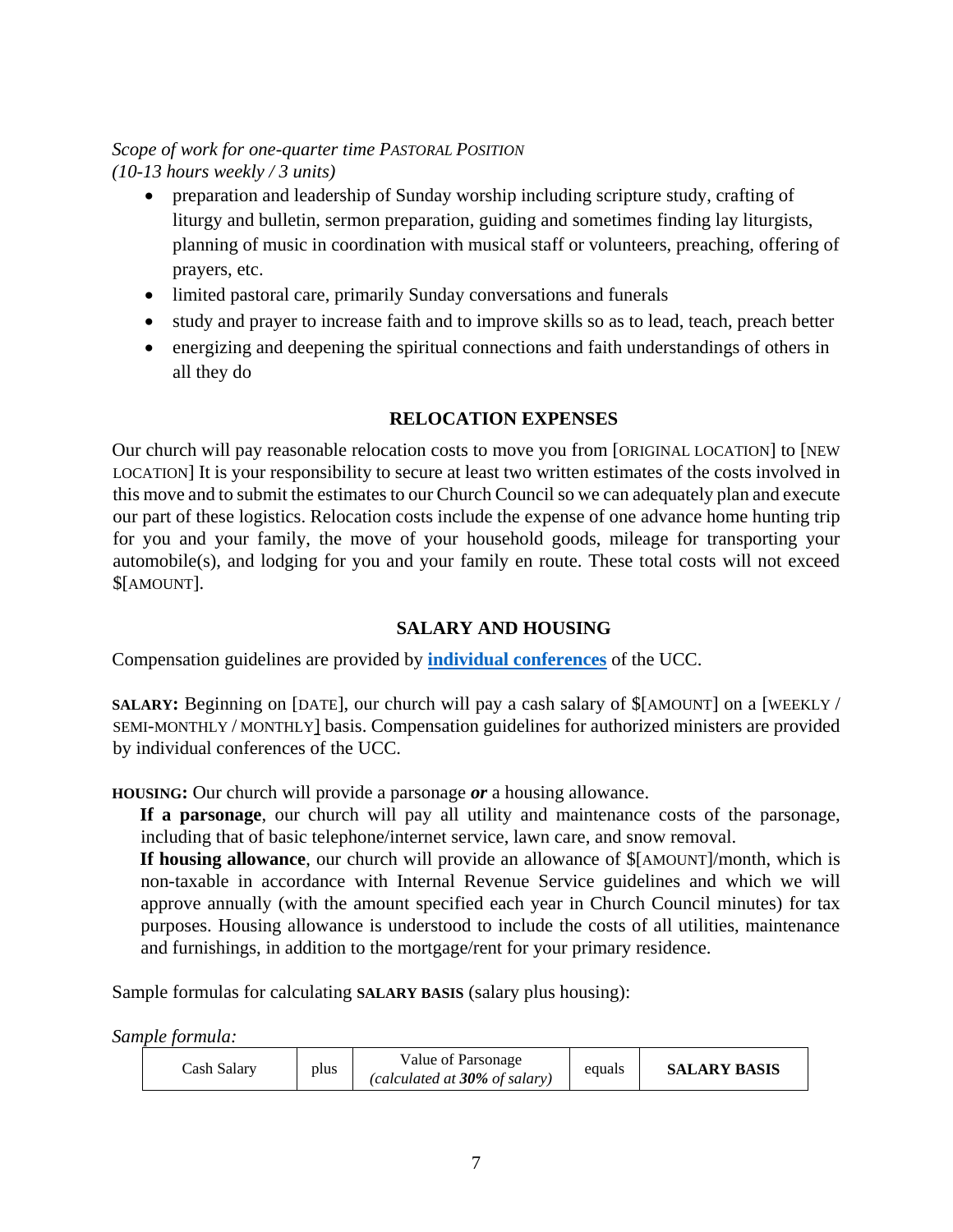*Scope of work for one-quarter time PASTORAL POSITION*
*(10-13 hours weekly / 3 units)*

- preparation and leadership of Sunday worship including scripture study, crafting of liturgy and bulletin, sermon preparation, guiding and sometimes finding lay liturgists, planning of music in coordination with musical staff or volunteers, preaching, offering of prayers, etc.
- limited pastoral care, primarily Sunday conversations and funerals
- study and prayer to increase faith and to improve skills so as to lead, teach, preach better
- energizing and deepening the spiritual connections and faith understandings of others in all they do

## RELOCATION EXPENSES

Our church will pay reasonable relocation costs to move you from [ORIGINAL LOCATION] to [NEW LOCATION] It is your responsibility to secure at least two written estimates of the costs involved in this move and to submit the estimates to our Church Council so we can adequately plan and execute our part of these logistics. Relocation costs include the expense of one advance home hunting trip for you and your family, the move of your household goods, mileage for transporting your automobile(s), and lodging for you and your family en route. These total costs will not exceed $[AMOUNT].

## SALARY AND HOUSING

Compensation guidelines are provided by **individual conferences** of the UCC.

**SALARY:** Beginning on [DATE], our church will pay a cash salary of $[AMOUNT] on a [WEEKLY / SEMI-MONTHLY / MONTHLY] basis. Compensation guidelines for authorized ministers are provided by individual conferences of the UCC.

**HOUSING:** Our church will provide a parsonage ***or*** a housing allowance.

**If a parsonage**, our church will pay all utility and maintenance costs of the parsonage, including that of basic telephone/internet service, lawn care, and snow removal.

**If housing allowance**, our church will provide an allowance of $[AMOUNT]/month, which is non-taxable in accordance with Internal Revenue Service guidelines and which we will approve annually (with the amount specified each year in Church Council minutes) for tax purposes. Housing allowance is understood to include the costs of all utilities, maintenance and furnishings, in addition to the mortgage/rent for your primary residence.

Sample formulas for calculating **SALARY BASIS** (salary plus housing):

*Sample formula:*

| Cash Salary | plus | Value of Parsonage *(calculated at **30%** of salary)* | equals | **SALARY BASIS** |
|---|---|---|---|---|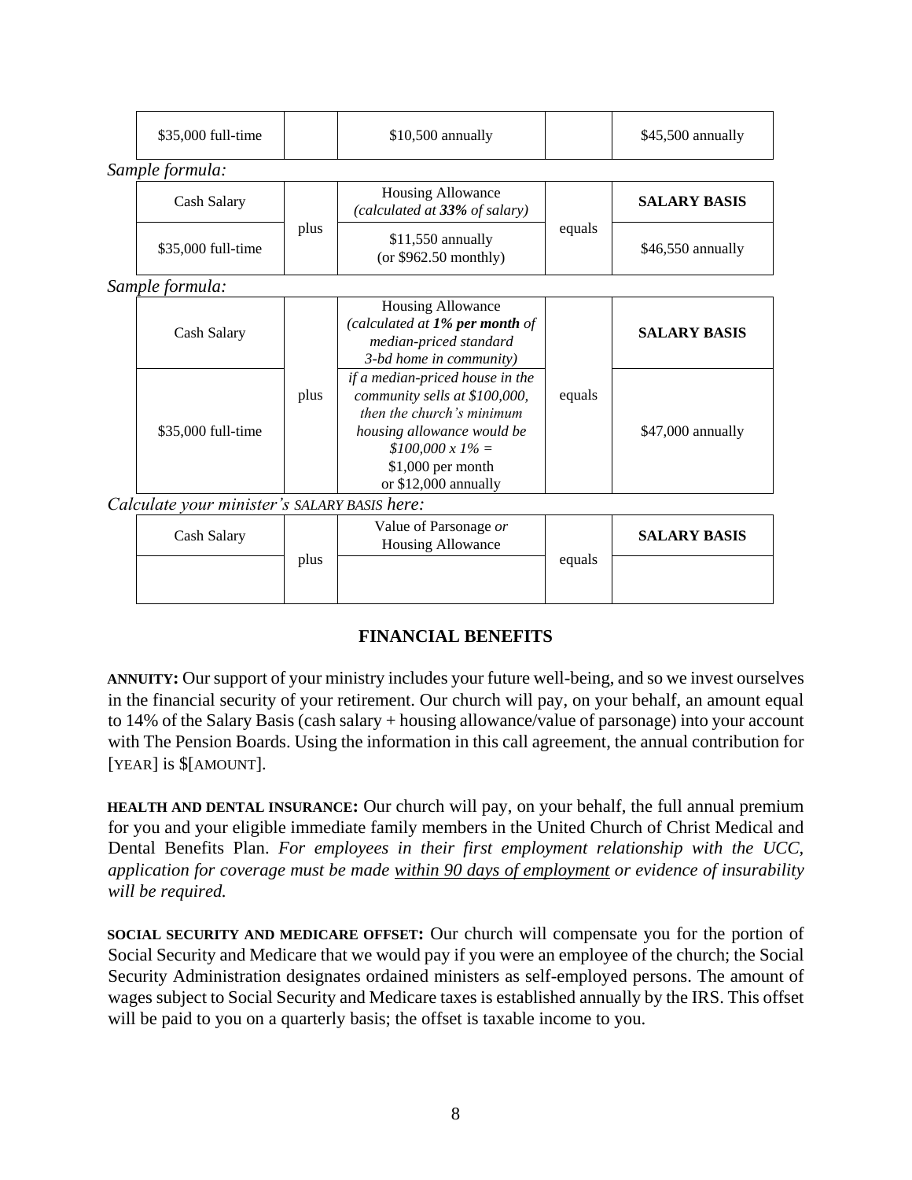| $35,000 full-time | | $10,500 annually | | $45,500 annually |
|---|---|---|---|---|

*Sample formula:*

| Cash Salary | | Housing Allowance *(calculated at **33%** of salary)* | | **SALARY BASIS** |
|---|---|---|---|---|
| $35,000 full-time | plus | $11,550 annually (or $962.50 monthly) | equals | $46,550 annually |

*Sample formula:*

| Cash Salary | | Housing Allowance *(calculated at **1% per month** of median-priced standard 3-bd home in community)* | | **SALARY BASIS** |
|---|---|---|---|---|
| $35,000 full-time | plus | *if a median-priced house in the community sells at $100,000, then the church's minimum housing allowance would be $100,000 x 1% =* $1,000 per month or $12,000 annually | equals | $47,000 annually |

*Calculate your minister's SALARY BASIS here:*

| Cash Salary | | Value of Parsonage *or* Housing Allowance | | **SALARY BASIS** |
|---|---|---|---|---|
| | plus | | equals | |

## FINANCIAL BENEFITS

**ANNUITY:** Our support of your ministry includes your future well-being, and so we invest ourselves in the financial security of your retirement. Our church will pay, on your behalf, an amount equal to 14% of the Salary Basis (cash salary + housing allowance/value of parsonage) into your account with The Pension Boards. Using the information in this call agreement, the annual contribution for [YEAR] is $[AMOUNT].

**HEALTH AND DENTAL INSURANCE:** Our church will pay, on your behalf, the full annual premium for you and your eligible immediate family members in the United Church of Christ Medical and Dental Benefits Plan. *For employees in their first employment relationship with the UCC, application for coverage must be made <u>within 90 days of employment</u> or evidence of insurability will be required.*

**SOCIAL SECURITY AND MEDICARE OFFSET:** Our church will compensate you for the portion of Social Security and Medicare that we would pay if you were an employee of the church; the Social Security Administration designates ordained ministers as self-employed persons. The amount of wages subject to Social Security and Medicare taxes is established annually by the IRS. This offset will be paid to you on a quarterly basis; the offset is taxable income to you.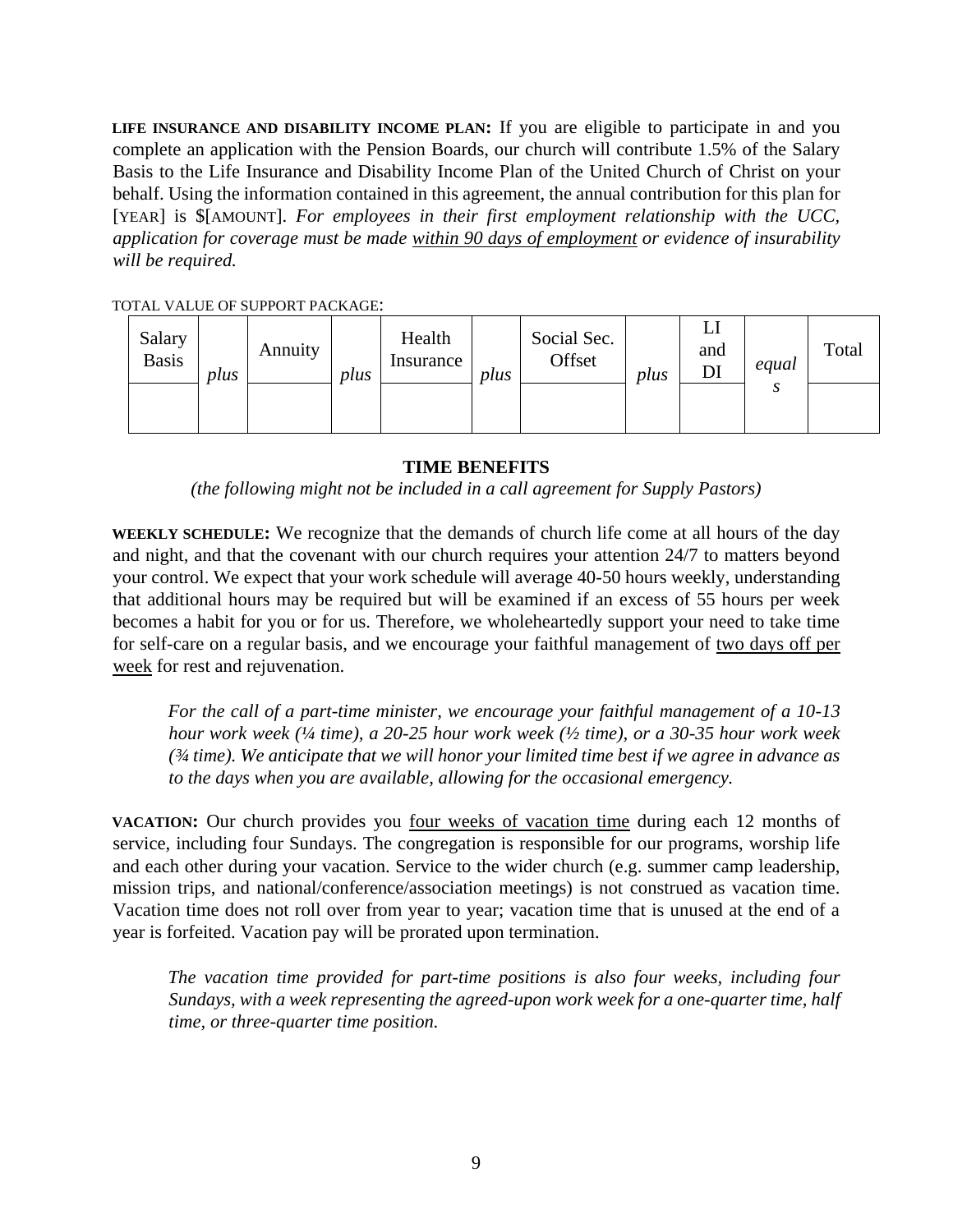**LIFE INSURANCE AND DISABILITY INCOME PLAN:** If you are eligible to participate in and you complete an application with the Pension Boards, our church will contribute 1.5% of the Salary Basis to the Life Insurance and Disability Income Plan of the United Church of Christ on your behalf. Using the information contained in this agreement, the annual contribution for this plan for [YEAR] is $[AMOUNT]. *For employees in their first employment relationship with the UCC, application for coverage must be made* _*within 90 days of employment*_ *or evidence of insurability will be required.*

TOTAL VALUE OF SUPPORT PACKAGE:

| Salary Basis | *plus* | Annuity | *plus* | Health Insurance | *plus* | Social Sec. Offset | *plus* | LI and DI | *equals* | Total |
|---|---|---|---|---|---|---|---|---|---|---|
| | | | | | | | | | | |

## TIME BENEFITS

*(the following might not be included in a call agreement for Supply Pastors)*

**WEEKLY SCHEDULE:** We recognize that the demands of church life come at all hours of the day and night, and that the covenant with our church requires your attention 24/7 to matters beyond your control. We expect that your work schedule will average 40-50 hours weekly, understanding that additional hours may be required but will be examined if an excess of 55 hours per week becomes a habit for you or for us. Therefore, we wholeheartedly support your need to take time for self-care on a regular basis, and we encourage your faithful management of <u>two days off per week</u> for rest and rejuvenation.

> *For the call of a part-time minister, we encourage your faithful management of a 10-13 hour work week (¼ time), a 20-25 hour work week (½ time), or a 30-35 hour work week (¾ time). We anticipate that we will honor your limited time best if we agree in advance as to the days when you are available, allowing for the occasional emergency.*

**VACATION:** Our church provides you <u>four weeks of vacation time</u> during each 12 months of service, including four Sundays. The congregation is responsible for our programs, worship life and each other during your vacation. Service to the wider church (e.g. summer camp leadership, mission trips, and national/conference/association meetings) is not construed as vacation time. Vacation time does not roll over from year to year; vacation time that is unused at the end of a year is forfeited. Vacation pay will be prorated upon termination.

> *The vacation time provided for part-time positions is also four weeks, including four Sundays, with a week representing the agreed-upon work week for a one-quarter time, half time, or three-quarter time position.*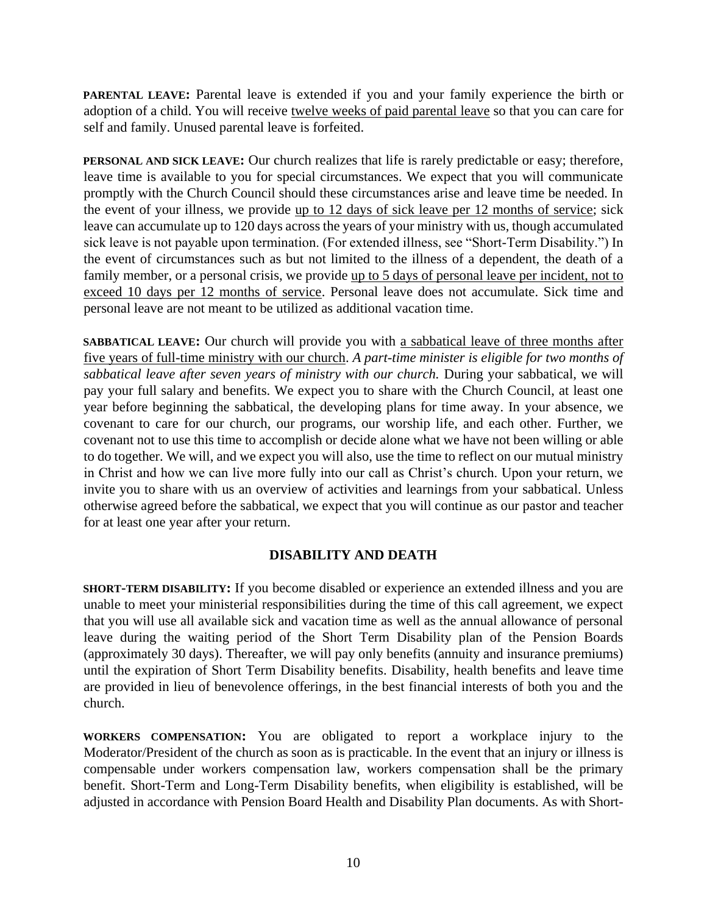**PARENTAL LEAVE:** Parental leave is extended if you and your family experience the birth or adoption of a child. You will receive <u>twelve weeks of paid parental leave</u> so that you can care for self and family. Unused parental leave is forfeited.

**PERSONAL AND SICK LEAVE:** Our church realizes that life is rarely predictable or easy; therefore, leave time is available to you for special circumstances. We expect that you will communicate promptly with the Church Council should these circumstances arise and leave time be needed. In the event of your illness, we provide <u>up to 12 days of sick leave per 12 months of service</u>; sick leave can accumulate up to 120 days across the years of your ministry with us, though accumulated sick leave is not payable upon termination. (For extended illness, see "Short-Term Disability.") In the event of circumstances such as but not limited to the illness of a dependent, the death of a family member, or a personal crisis, we provide <u>up to 5 days of personal leave per incident, not to exceed 10 days per 12 months of service</u>. Personal leave does not accumulate. Sick time and personal leave are not meant to be utilized as additional vacation time.

**SABBATICAL LEAVE:** Our church will provide you with <u>a sabbatical leave of three months after five years of full-time ministry with our church</u>. *A part-time minister is eligible for two months of sabbatical leave after seven years of ministry with our church.* During your sabbatical, we will pay your full salary and benefits. We expect you to share with the Church Council, at least one year before beginning the sabbatical, the developing plans for time away. In your absence, we covenant to care for our church, our programs, our worship life, and each other. Further, we covenant not to use this time to accomplish or decide alone what we have not been willing or able to do together. We will, and we expect you will also, use the time to reflect on our mutual ministry in Christ and how we can live more fully into our call as Christ's church. Upon your return, we invite you to share with us an overview of activities and learnings from your sabbatical. Unless otherwise agreed before the sabbatical, we expect that you will continue as our pastor and teacher for at least one year after your return.

## DISABILITY AND DEATH

**SHORT-TERM DISABILITY:** If you become disabled or experience an extended illness and you are unable to meet your ministerial responsibilities during the time of this call agreement, we expect that you will use all available sick and vacation time as well as the annual allowance of personal leave during the waiting period of the Short Term Disability plan of the Pension Boards (approximately 30 days). Thereafter, we will pay only benefits (annuity and insurance premiums) until the expiration of Short Term Disability benefits. Disability, health benefits and leave time are provided in lieu of benevolence offerings, in the best financial interests of both you and the church.

**WORKERS COMPENSATION:** You are obligated to report a workplace injury to the Moderator/President of the church as soon as is practicable. In the event that an injury or illness is compensable under workers compensation law, workers compensation shall be the primary benefit. Short-Term and Long-Term Disability benefits, when eligibility is established, will be adjusted in accordance with Pension Board Health and Disability Plan documents. As with Short-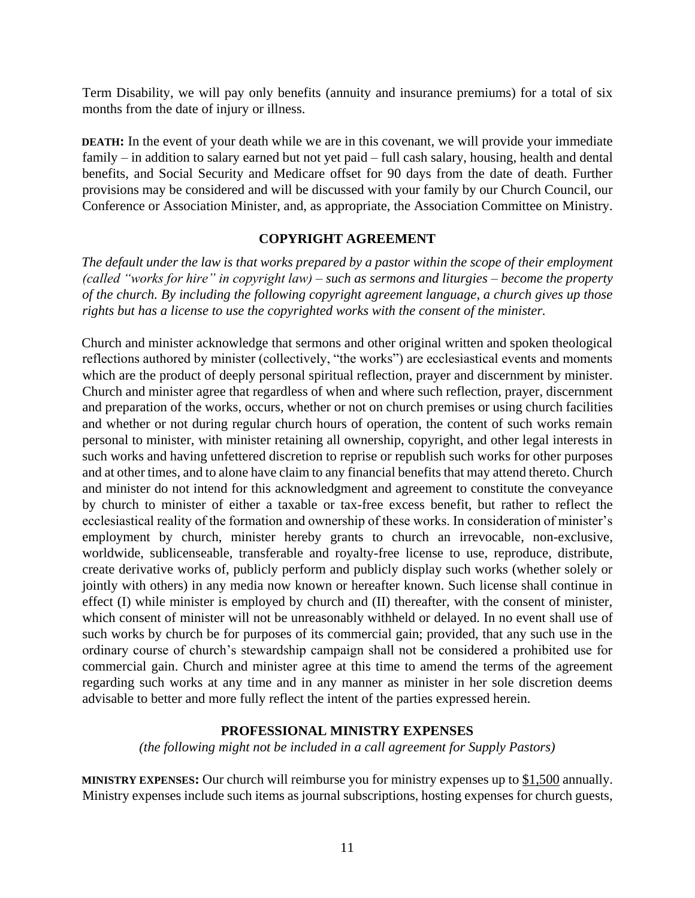Term Disability, we will pay only benefits (annuity and insurance premiums) for a total of six months from the date of injury or illness.

**DEATH:** In the event of your death while we are in this covenant, we will provide your immediate family – in addition to salary earned but not yet paid – full cash salary, housing, health and dental benefits, and Social Security and Medicare offset for 90 days from the date of death. Further provisions may be considered and will be discussed with your family by our Church Council, our Conference or Association Minister, and, as appropriate, the Association Committee on Ministry.

## COPYRIGHT AGREEMENT

*The default under the law is that works prepared by a pastor within the scope of their employment (called "works for hire" in copyright law) – such as sermons and liturgies – become the property of the church. By including the following copyright agreement language, a church gives up those rights but has a license to use the copyrighted works with the consent of the minister.*

Church and minister acknowledge that sermons and other original written and spoken theological reflections authored by minister (collectively, "the works") are ecclesiastical events and moments which are the product of deeply personal spiritual reflection, prayer and discernment by minister. Church and minister agree that regardless of when and where such reflection, prayer, discernment and preparation of the works, occurs, whether or not on church premises or using church facilities and whether or not during regular church hours of operation, the content of such works remain personal to minister, with minister retaining all ownership, copyright, and other legal interests in such works and having unfettered discretion to reprise or republish such works for other purposes and at other times, and to alone have claim to any financial benefits that may attend thereto. Church and minister do not intend for this acknowledgment and agreement to constitute the conveyance by church to minister of either a taxable or tax-free excess benefit, but rather to reflect the ecclesiastical reality of the formation and ownership of these works. In consideration of minister's employment by church, minister hereby grants to church an irrevocable, non-exclusive, worldwide, sublicenseable, transferable and royalty-free license to use, reproduce, distribute, create derivative works of, publicly perform and publicly display such works (whether solely or jointly with others) in any media now known or hereafter known. Such license shall continue in effect (I) while minister is employed by church and (II) thereafter, with the consent of minister, which consent of minister will not be unreasonably withheld or delayed. In no event shall use of such works by church be for purposes of its commercial gain; provided, that any such use in the ordinary course of church's stewardship campaign shall not be considered a prohibited use for commercial gain. Church and minister agree at this time to amend the terms of the agreement regarding such works at any time and in any manner as minister in her sole discretion deems advisable to better and more fully reflect the intent of the parties expressed herein.

## PROFESSIONAL MINISTRY EXPENSES

*(the following might not be included in a call agreement for Supply Pastors)*

**MINISTRY EXPENSES:** Our church will reimburse you for ministry expenses up to $1,500 annually. Ministry expenses include such items as journal subscriptions, hosting expenses for church guests,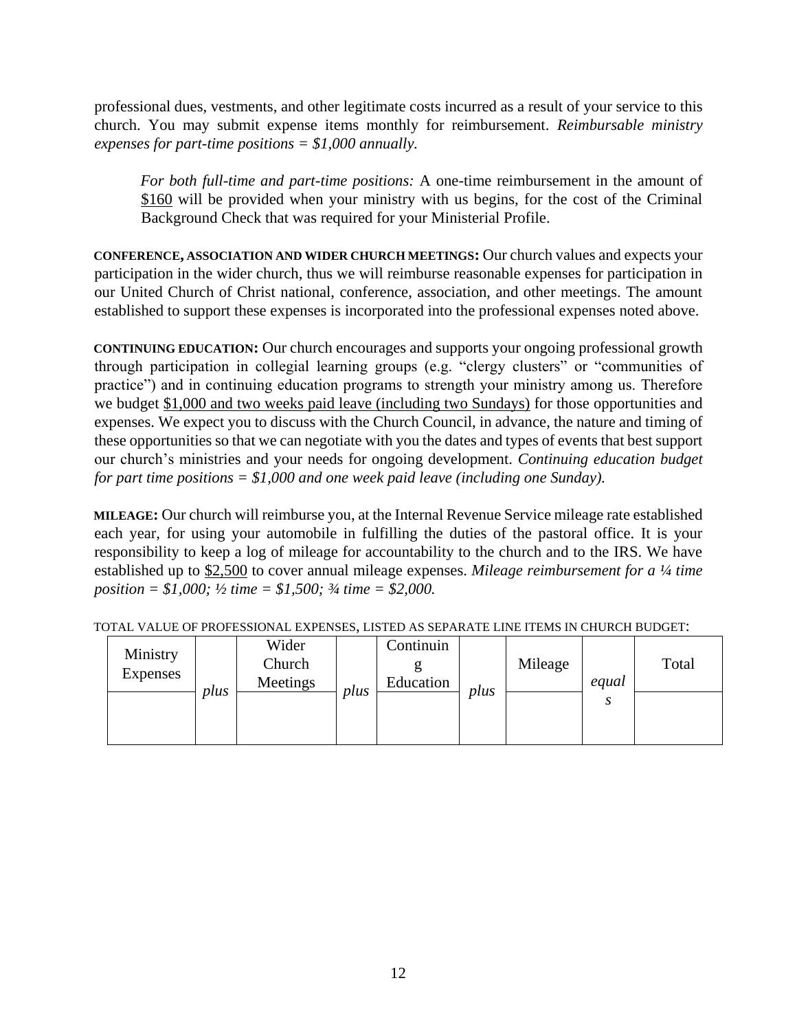professional dues, vestments, and other legitimate costs incurred as a result of your service to this church. You may submit expense items monthly for reimbursement. *Reimbursable ministry expenses for part-time positions = $1,000 annually.*

> *For both full-time and part-time positions:* A one-time reimbursement in the amount of <u>$160</u> will be provided when your ministry with us begins, for the cost of the Criminal Background Check that was required for your Ministerial Profile.

**CONFERENCE, ASSOCIATION AND WIDER CHURCH MEETINGS:** Our church values and expects your participation in the wider church, thus we will reimburse reasonable expenses for participation in our United Church of Christ national, conference, association, and other meetings. The amount established to support these expenses is incorporated into the professional expenses noted above.

**CONTINUING EDUCATION:** Our church encourages and supports your ongoing professional growth through participation in collegial learning groups (e.g. "clergy clusters" or "communities of practice") and in continuing education programs to strength your ministry among us. Therefore we budget <u>$1,000 and two weeks paid leave (including two Sundays)</u> for those opportunities and expenses. We expect you to discuss with the Church Council, in advance, the nature and timing of these opportunities so that we can negotiate with you the dates and types of events that best support our church's ministries and your needs for ongoing development. *Continuing education budget for part time positions = $1,000 and one week paid leave (including one Sunday).*

**MILEAGE:** Our church will reimburse you, at the Internal Revenue Service mileage rate established each year, for using your automobile in fulfilling the duties of the pastoral office. It is your responsibility to keep a log of mileage for accountability to the church and to the IRS. We have established up to <u>$2,500</u> to cover annual mileage expenses. *Mileage reimbursement for a ¼ time position = $1,000; ½ time = $1,500; ¾ time = $2,000.*

TOTAL VALUE OF PROFESSIONAL EXPENSES, LISTED AS SEPARATE LINE ITEMS IN CHURCH BUDGET:

| Ministry Expenses | | Wider Church Meetings | | Continuing Education | | Mileage | | Total |
|---|---|---|---|---|---|---|---|---|
| | *plus* | | *plus* | | *plus* | | *equals* | |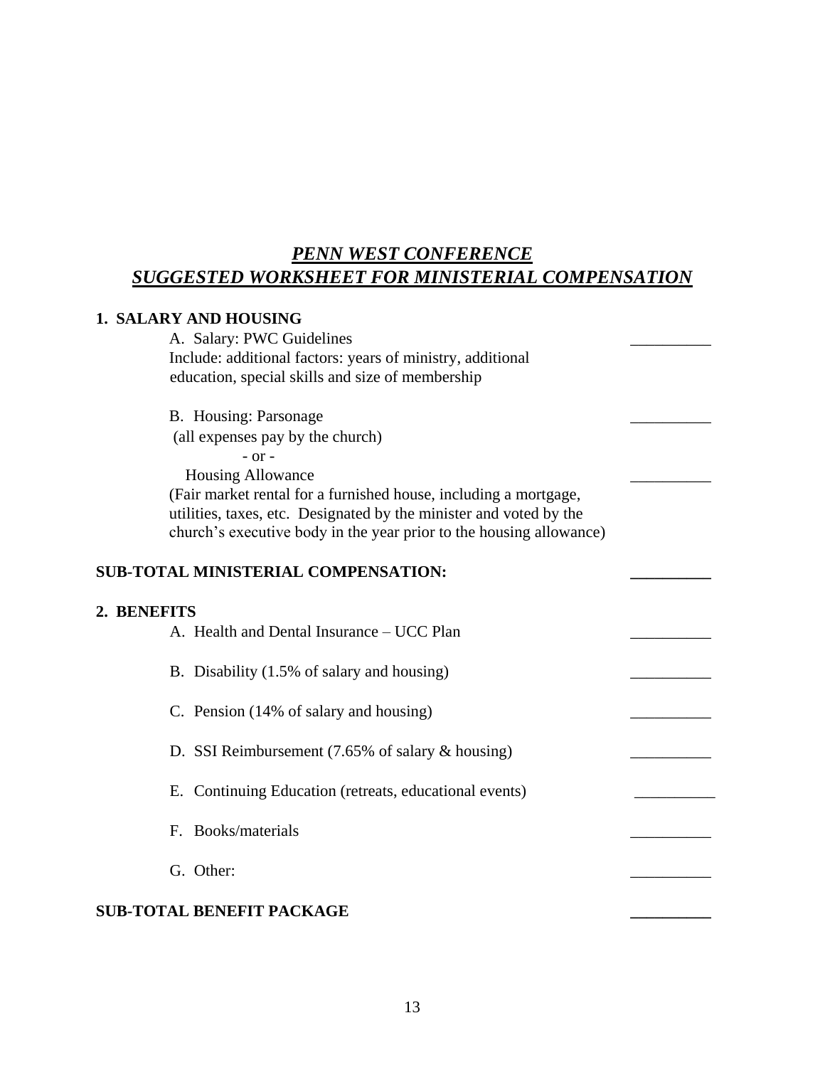# ***PENN WEST CONFERENCE***
# ***SUGGESTED WORKSHEET FOR MINISTERIAL COMPENSATION***

**1. SALARY AND HOUSING**

A. Salary: PWC Guidelines __________

Include: additional factors: years of ministry, additional education, special skills and size of membership

B. Housing: Parsonage __________

(all expenses pay by the church)

- or -

Housing Allowance __________

(Fair market rental for a furnished house, including a mortgage, utilities, taxes, etc. Designated by the minister and voted by the church's executive body in the year prior to the housing allowance)

**SUB-TOTAL MINISTERIAL COMPENSATION:** __________

**2. BENEFITS**

A. Health and Dental Insurance – UCC Plan __________

B. Disability (1.5% of salary and housing) __________

C. Pension (14% of salary and housing) __________

D. SSI Reimbursement (7.65% of salary & housing) __________

E. Continuing Education (retreats, educational events) __________

F. Books/materials __________

G. Other: __________

**SUB-TOTAL BENEFIT PACKAGE** __________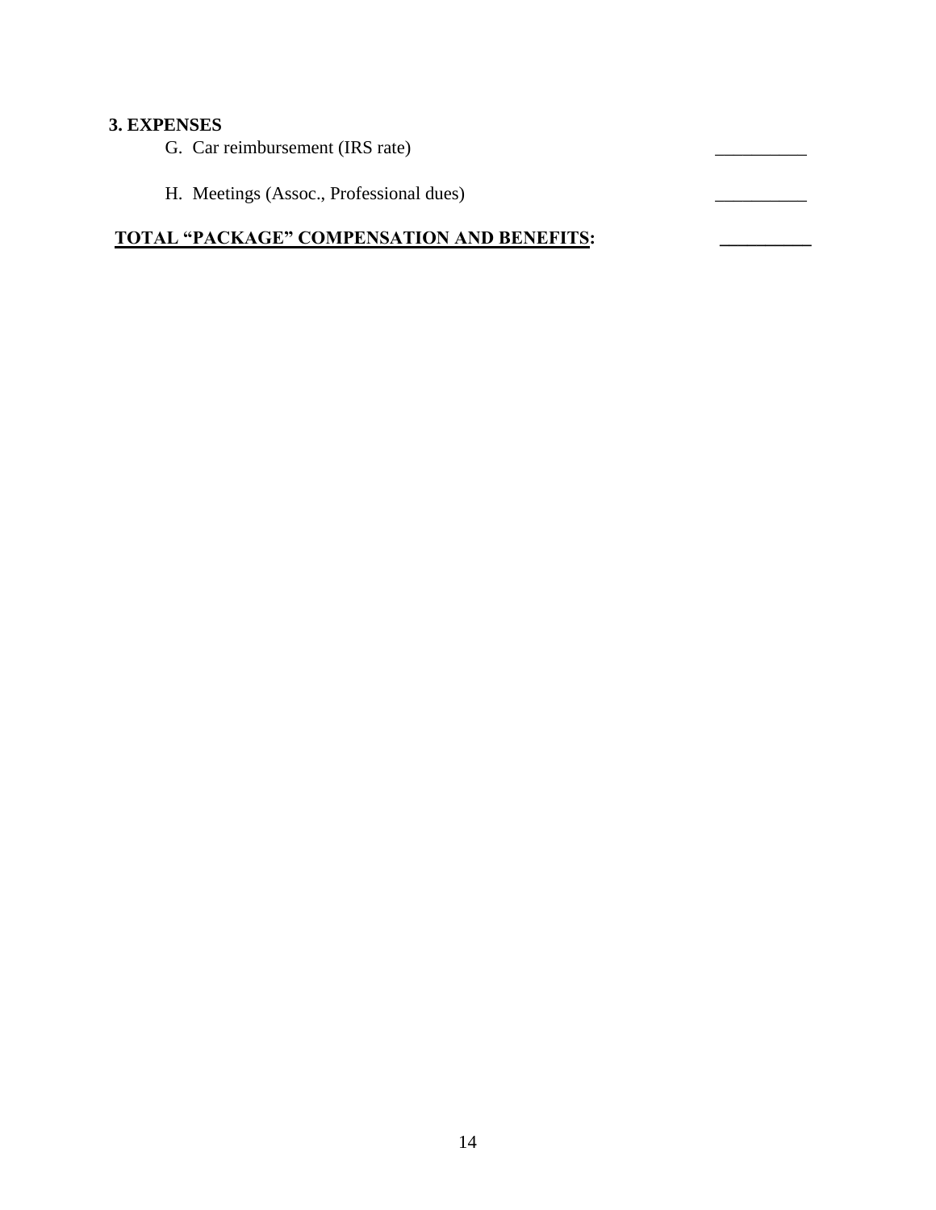**3. EXPENSES**

G. Car reimbursement (IRS rate) __________

H. Meetings (Assoc., Professional dues) __________

**<u>TOTAL "PACKAGE" COMPENSATION AND BENEFITS</u>:** __________